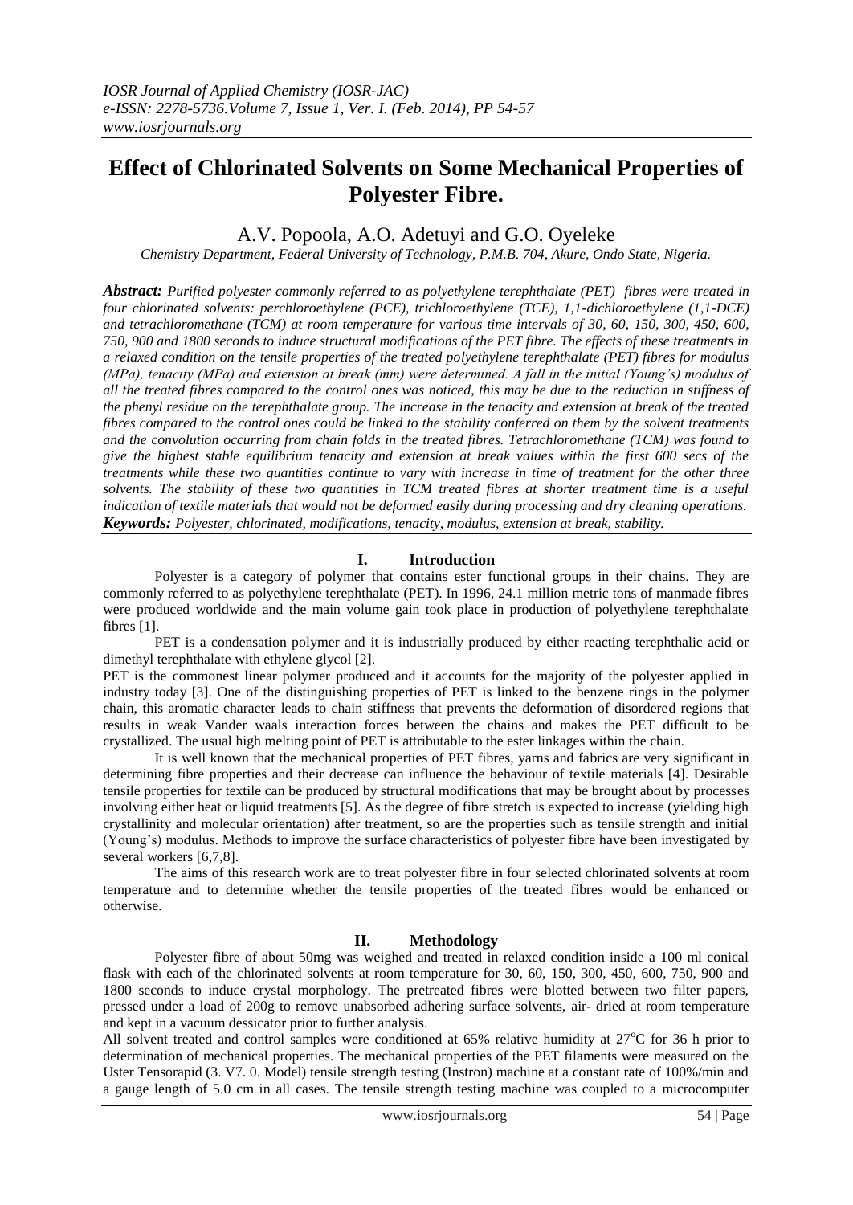# Effect of Chlorinated Solvents on Some Mechanical Properties of Polyester Fibre.

A.V. Popoola, A.O. Adetuyi and G.O. Oyeleke

*Chemistry Department, Federal University of Technology, P.M.B. 704, Akure, Ondo State, Nigeria.*

***Abstract:*** *Purified polyester commonly referred to as polyethylene terephthalate (PET) fibres were treated in four chlorinated solvents: perchloroethylene (PCE), trichloroethylene (TCE), 1,1-dichloroethylene (1,1-DCE) and tetrachloromethane (TCM) at room temperature for various time intervals of 30, 60, 150, 300, 450, 600, 750, 900 and 1800 seconds to induce structural modifications of the PET fibre. The effects of these treatments in a relaxed condition on the tensile properties of the treated polyethylene terephthalate (PET) fibres for modulus (MPa), tenacity (MPa) and extension at break (mm) were determined. A fall in the initial (Young's) modulus of all the treated fibres compared to the control ones was noticed, this may be due to the reduction in stiffness of the phenyl residue on the terephthalate group. The increase in the tenacity and extension at break of the treated fibres compared to the control ones could be linked to the stability conferred on them by the solvent treatments and the convolution occurring from chain folds in the treated fibres. Tetrachloromethane (TCM) was found to give the highest stable equilibrium tenacity and extension at break values within the first 600 secs of the treatments while these two quantities continue to vary with increase in time of treatment for the other three solvents. The stability of these two quantities in TCM treated fibres at shorter treatment time is a useful indication of textile materials that would not be deformed easily during processing and dry cleaning operations.*

***Keywords:*** *Polyester, chlorinated, modifications, tenacity, modulus, extension at break, stability.*

## I. Introduction

Polyester is a category of polymer that contains ester functional groups in their chains. They are commonly referred to as polyethylene terephthalate (PET). In 1996, 24.1 million metric tons of manmade fibres were produced worldwide and the main volume gain took place in production of polyethylene terephthalate fibres [1].

PET is a condensation polymer and it is industrially produced by either reacting terephthalic acid or dimethyl terephthalate with ethylene glycol [2].

PET is the commonest linear polymer produced and it accounts for the majority of the polyester applied in industry today [3]. One of the distinguishing properties of PET is linked to the benzene rings in the polymer chain, this aromatic character leads to chain stiffness that prevents the deformation of disordered regions that results in weak Vander waals interaction forces between the chains and makes the PET difficult to be crystallized. The usual high melting point of PET is attributable to the ester linkages within the chain.

It is well known that the mechanical properties of PET fibres, yarns and fabrics are very significant in determining fibre properties and their decrease can influence the behaviour of textile materials [4]. Desirable tensile properties for textile can be produced by structural modifications that may be brought about by processes involving either heat or liquid treatments [5]. As the degree of fibre stretch is expected to increase (yielding high crystallinity and molecular orientation) after treatment, so are the properties such as tensile strength and initial (Young's) modulus. Methods to improve the surface characteristics of polyester fibre have been investigated by several workers [6,7,8].

The aims of this research work are to treat polyester fibre in four selected chlorinated solvents at room temperature and to determine whether the tensile properties of the treated fibres would be enhanced or otherwise.

## II. Methodology

Polyester fibre of about 50mg was weighed and treated in relaxed condition inside a 100 ml conical flask with each of the chlorinated solvents at room temperature for 30, 60, 150, 300, 450, 600, 750, 900 and 1800 seconds to induce crystal morphology. The pretreated fibres were blotted between two filter papers, pressed under a load of 200g to remove unabsorbed adhering surface solvents, air- dried at room temperature and kept in a vacuum dessicator prior to further analysis.

All solvent treated and control samples were conditioned at 65% relative humidity at 27°C for 36 h prior to determination of mechanical properties. The mechanical properties of the PET filaments were measured on the Uster Tensorapid (3. V7. 0. Model) tensile strength testing (Instron) machine at a constant rate of 100%/min and a gauge length of 5.0 cm in all cases. The tensile strength testing machine was coupled to a microcomputer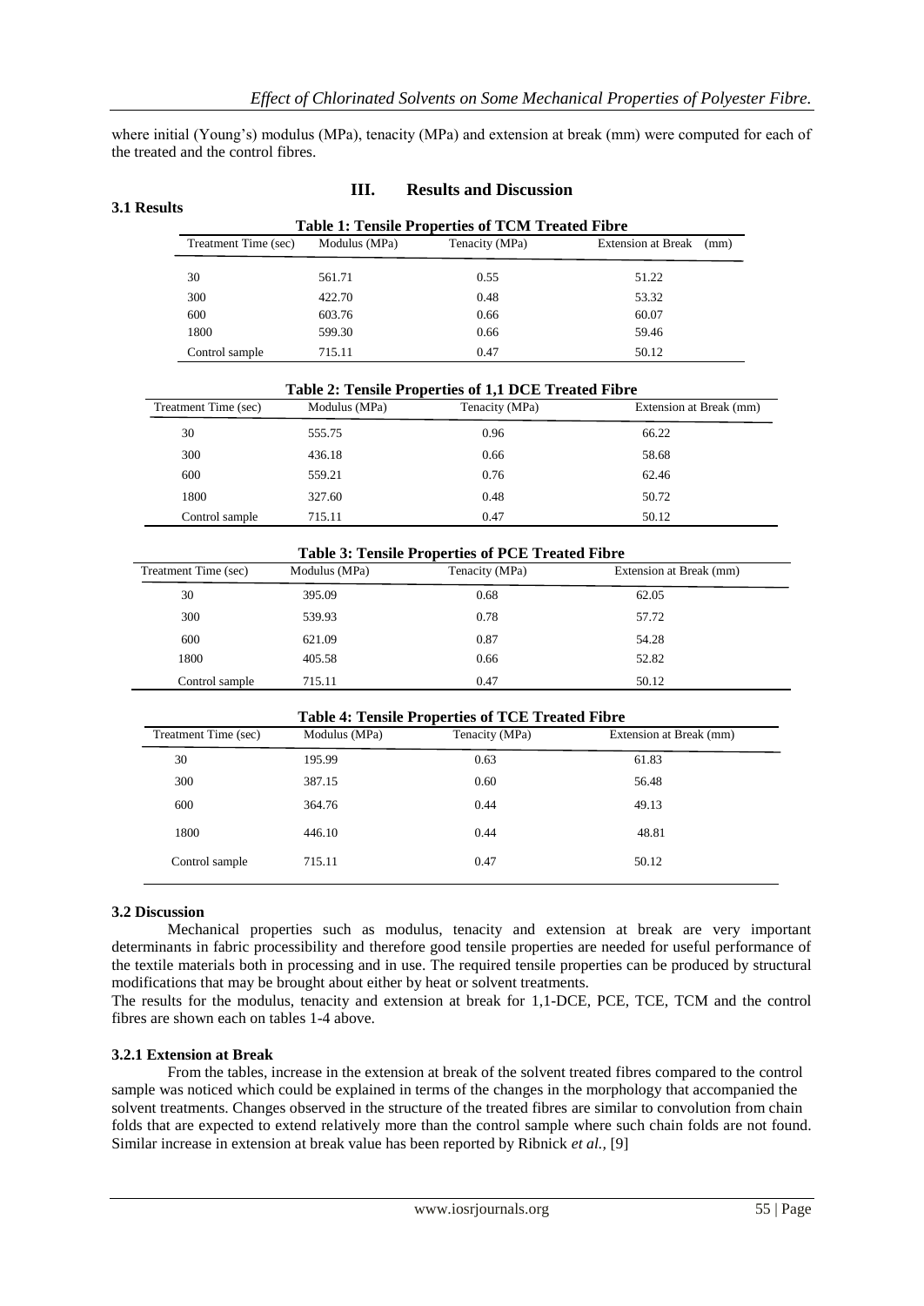where initial (Young's) modulus (MPa), tenacity (MPa) and extension at break (mm) were computed for each of the treated and the control fibres.

# III. Results and Discussion

## 3.1 Results

**Table 1: Tensile Properties of TCM Treated Fibre**

| Treatment Time (sec) | Modulus (MPa) | Tenacity (MPa) | Extension at Break (mm) |
|---|---|---|---|
| 30 | 561.71 | 0.55 | 51.22 |
| 300 | 422.70 | 0.48 | 53.32 |
| 600 | 603.76 | 0.66 | 60.07 |
| 1800 | 599.30 | 0.66 | 59.46 |
| Control sample | 715.11 | 0.47 | 50.12 |

**Table 2: Tensile Properties of 1,1 DCE Treated Fibre**

| Treatment Time (sec) | Modulus (MPa) | Tenacity (MPa) | Extension at Break (mm) |
|---|---|---|---|
| 30 | 555.75 | 0.96 | 66.22 |
| 300 | 436.18 | 0.66 | 58.68 |
| 600 | 559.21 | 0.76 | 62.46 |
| 1800 | 327.60 | 0.48 | 50.72 |
| Control sample | 715.11 | 0.47 | 50.12 |

**Table 3: Tensile Properties of PCE Treated Fibre**

| Treatment Time (sec) | Modulus (MPa) | Tenacity (MPa) | Extension at Break (mm) |
|---|---|---|---|
| 30 | 395.09 | 0.68 | 62.05 |
| 300 | 539.93 | 0.78 | 57.72 |
| 600 | 621.09 | 0.87 | 54.28 |
| 1800 | 405.58 | 0.66 | 52.82 |
| Control sample | 715.11 | 0.47 | 50.12 |

**Table 4: Tensile Properties of TCE Treated Fibre**

| Treatment Time (sec) | Modulus (MPa) | Tenacity (MPa) | Extension at Break (mm) |
|---|---|---|---|
| 30 | 195.99 | 0.63 | 61.83 |
| 300 | 387.15 | 0.60 | 56.48 |
| 600 | 364.76 | 0.44 | 49.13 |
| 1800 | 446.10 | 0.44 | 48.81 |
| Control sample | 715.11 | 0.47 | 50.12 |

## 3.2 Discussion

Mechanical properties such as modulus, tenacity and extension at break are very important determinants in fabric processibility and therefore good tensile properties are needed for useful performance of the textile materials both in processing and in use. The required tensile properties can be produced by structural modifications that may be brought about either by heat or solvent treatments.

The results for the modulus, tenacity and extension at break for 1,1-DCE, PCE, TCE, TCM and the control fibres are shown each on tables 1-4 above.

### 3.2.1 Extension at Break

From the tables, increase in the extension at break of the solvent treated fibres compared to the control sample was noticed which could be explained in terms of the changes in the morphology that accompanied the solvent treatments. Changes observed in the structure of the treated fibres are similar to convolution from chain folds that are expected to extend relatively more than the control sample where such chain folds are not found. Similar increase in extension at break value has been reported by Ribnick *et al.,* [9]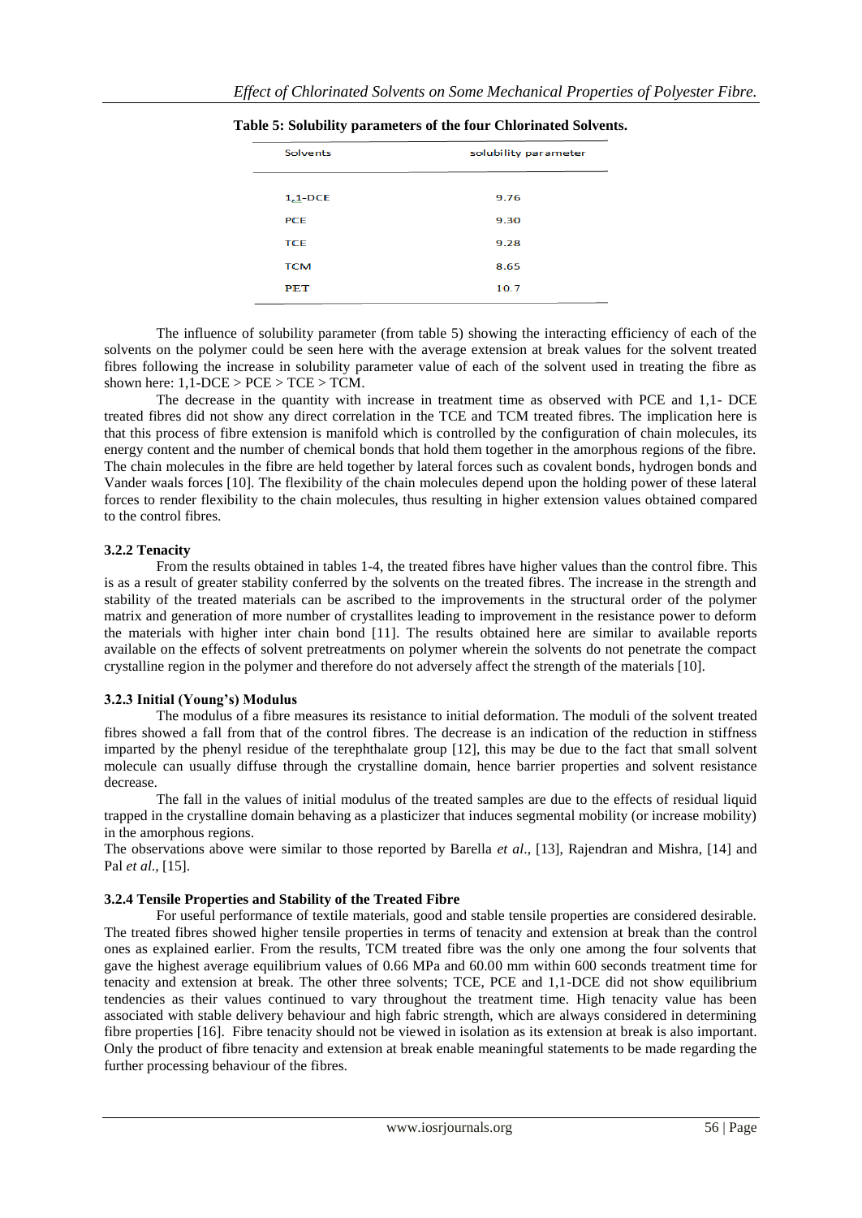**Table 5: Solubility parameters of the four Chlorinated Solvents.**

| Solvents | solubility parameter |
|---|---|
| 1,1-DCE | 9.76 |
| PCE | 9.30 |
| TCE | 9.28 |
| TCM | 8.65 |
| PET | 10.7 |

The influence of solubility parameter (from table 5) showing the interacting efficiency of each of the solvents on the polymer could be seen here with the average extension at break values for the solvent treated fibres following the increase in solubility parameter value of each of the solvent used in treating the fibre as shown here: 1,1-DCE > PCE > TCE > TCM.

The decrease in the quantity with increase in treatment time as observed with PCE and 1,1- DCE treated fibres did not show any direct correlation in the TCE and TCM treated fibres. The implication here is that this process of fibre extension is manifold which is controlled by the configuration of chain molecules, its energy content and the number of chemical bonds that hold them together in the amorphous regions of the fibre. The chain molecules in the fibre are held together by lateral forces such as covalent bonds, hydrogen bonds and Vander waals forces [10]. The flexibility of the chain molecules depend upon the holding power of these lateral forces to render flexibility to the chain molecules, thus resulting in higher extension values obtained compared to the control fibres.

### 3.2.2 Tenacity

From the results obtained in tables 1-4, the treated fibres have higher values than the control fibre. This is as a result of greater stability conferred by the solvents on the treated fibres. The increase in the strength and stability of the treated materials can be ascribed to the improvements in the structural order of the polymer matrix and generation of more number of crystallites leading to improvement in the resistance power to deform the materials with higher inter chain bond [11]. The results obtained here are similar to available reports available on the effects of solvent pretreatments on polymer wherein the solvents do not penetrate the compact crystalline region in the polymer and therefore do not adversely affect the strength of the materials [10].

### 3.2.3 Initial (Young's) Modulus

The modulus of a fibre measures its resistance to initial deformation. The moduli of the solvent treated fibres showed a fall from that of the control fibres. The decrease is an indication of the reduction in stiffness imparted by the phenyl residue of the terephthalate group [12], this may be due to the fact that small solvent molecule can usually diffuse through the crystalline domain, hence barrier properties and solvent resistance decrease.

The fall in the values of initial modulus of the treated samples are due to the effects of residual liquid trapped in the crystalline domain behaving as a plasticizer that induces segmental mobility (or increase mobility) in the amorphous regions.

The observations above were similar to those reported by Barella *et al*., [13], Rajendran and Mishra, [14] and Pal *et al*., [15].

### 3.2.4 Tensile Properties and Stability of the Treated Fibre

For useful performance of textile materials, good and stable tensile properties are considered desirable. The treated fibres showed higher tensile properties in terms of tenacity and extension at break than the control ones as explained earlier. From the results, TCM treated fibre was the only one among the four solvents that gave the highest average equilibrium values of 0.66 MPa and 60.00 mm within 600 seconds treatment time for tenacity and extension at break. The other three solvents; TCE, PCE and 1,1-DCE did not show equilibrium tendencies as their values continued to vary throughout the treatment time. High tenacity value has been associated with stable delivery behaviour and high fabric strength, which are always considered in determining fibre properties [16]. Fibre tenacity should not be viewed in isolation as its extension at break is also important. Only the product of fibre tenacity and extension at break enable meaningful statements to be made regarding the further processing behaviour of the fibres.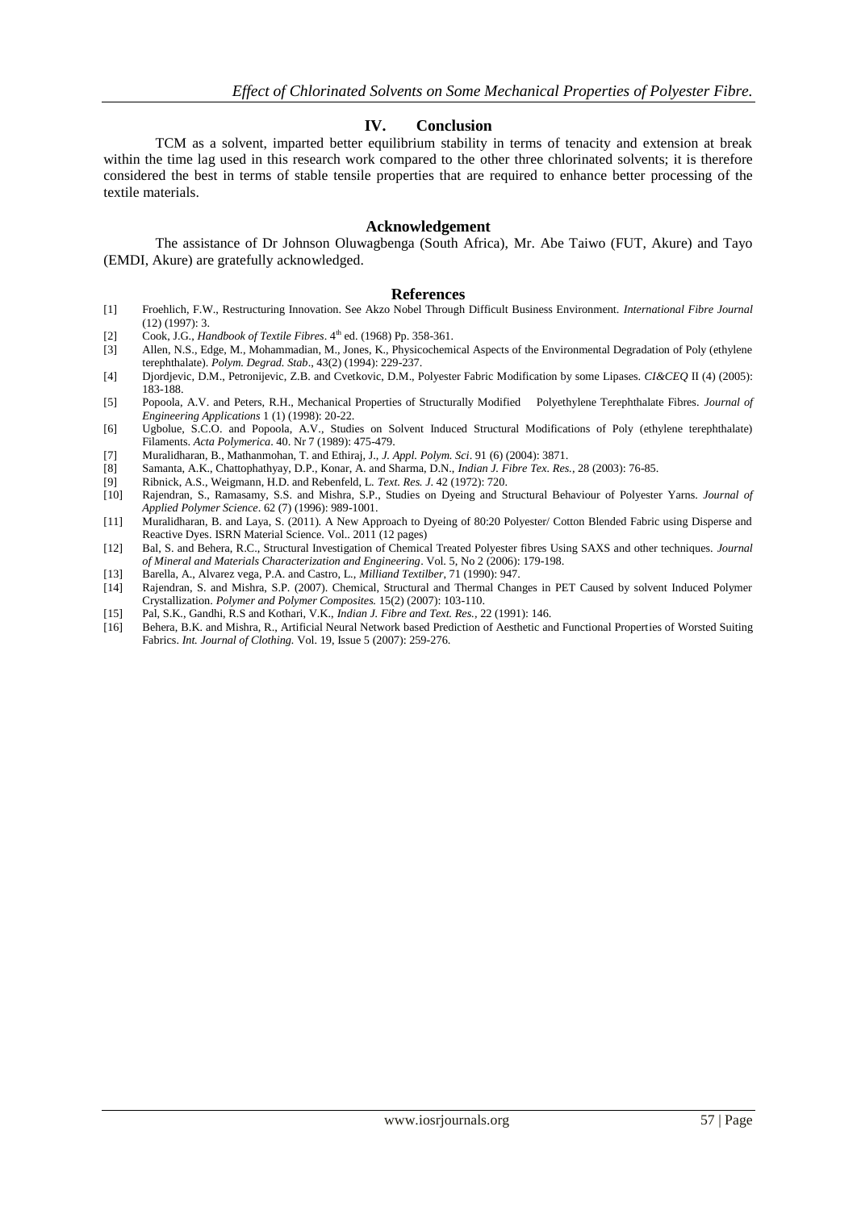## IV. Conclusion

TCM as a solvent, imparted better equilibrium stability in terms of tenacity and extension at break within the time lag used in this research work compared to the other three chlorinated solvents; it is therefore considered the best in terms of stable tensile properties that are required to enhance better processing of the textile materials.

## Acknowledgement

The assistance of Dr Johnson Oluwagbenga (South Africa), Mr. Abe Taiwo (FUT, Akure) and Tayo (EMDI, Akure) are gratefully acknowledged.

## References

[1] Froehlich, F.W., Restructuring Innovation. See Akzo Nobel Through Difficult Business Environment. *International Fibre Journal* (12) (1997): 3.

[2] Cook, J.G., *Handbook of Textile Fibres*. 4th ed. (1968) Pp. 358-361.

[3] Allen, N.S., Edge, M., Mohammadian, M., Jones, K., Physicochemical Aspects of the Environmental Degradation of Poly (ethylene terephthalate). *Polym. Degrad. Stab*., 43(2) (1994): 229-237.

[4] Djordjevic, D.M., Petronijevic, Z.B. and Cvetkovic, D.M., Polyester Fabric Modification by some Lipases. *CI&CEQ* II (4) (2005): 183-188.

[5] Popoola, A.V. and Peters, R.H., Mechanical Properties of Structurally Modified Polyethylene Terephthalate Fibres. *Journal of Engineering Applications* 1 (1) (1998): 20-22.

[6] Ugbolue, S.C.O. and Popoola, A.V., Studies on Solvent Induced Structural Modifications of Poly (ethylene terephthalate) Filaments. *Acta Polymerica*. 40. Nr 7 (1989): 475-479.

[7] Muralidharan, B., Mathanmohan, T. and Ethiraj, J., *J. Appl. Polym. Sci*. 91 (6) (2004): 3871.

[8] Samanta, A.K., Chattophathyay, D.P., Konar, A. and Sharma, D.N., *Indian J. Fibre Tex. Res.,* 28 (2003): 76-85.

[9] Ribnick, A.S., Weigmann, H.D. and Rebenfeld, L. *Text. Res. J*. 42 (1972): 720.

[10] Rajendran, S., Ramasamy, S.S. and Mishra, S.P., Studies on Dyeing and Structural Behaviour of Polyester Yarns. *Journal of Applied Polymer Science*. 62 (7) (1996): 989-1001.

[11] Muralidharan, B. and Laya, S. (2011). A New Approach to Dyeing of 80:20 Polyester/ Cotton Blended Fabric using Disperse and Reactive Dyes. ISRN Material Science. Vol.. 2011 (12 pages)

[12] Bal, S. and Behera, R.C., Structural Investigation of Chemical Treated Polyester fibres Using SAXS and other techniques. *Journal of Mineral and Materials Characterization and Engineering*. Vol. 5, No 2 (2006): 179-198.

[13] Barella, A., Alvarez vega, P.A. and Castro, L., *Milliand Textilber*, 71 (1990): 947.

[14] Rajendran, S. and Mishra, S.P. (2007). Chemical, Structural and Thermal Changes in PET Caused by solvent Induced Polymer Crystallization. *Polymer and Polymer Composites.* 15(2) (2007): 103-110.

[15] Pal, S.K., Gandhi, R.S and Kothari, V.K., *Indian J. Fibre and Text. Res.,* 22 (1991): 146.

[16] Behera, B.K. and Mishra, R., Artificial Neural Network based Prediction of Aesthetic and Functional Properties of Worsted Suiting Fabrics. *Int. Journal of Clothing.* Vol. 19, Issue 5 (2007): 259-276.